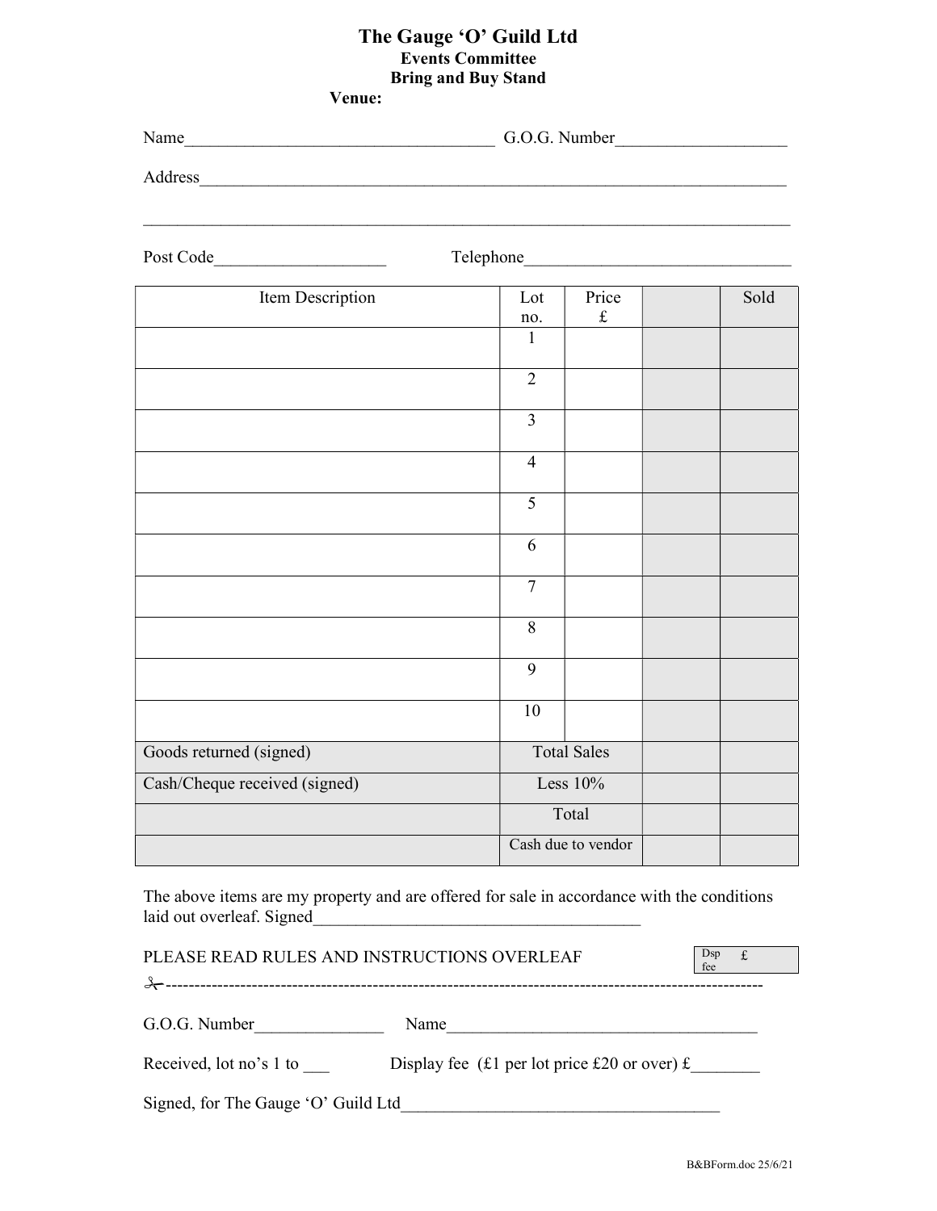# The Gauge ‘O’ Guild Ltd

**Events Committee**

**Bring and Buy Stand**

**Venue:**

Name_____________________________________ G.O.G. Number___________________

Address______________________________________________________________________

_____________________________________________________________________________

Post Code___________________ Telephone______________________________

| Item Description | Lot no. | Price £ | | Sold |
|---|---|---|---|---|
| | 1 | | | |
| | 2 | | | |
| | 3 | | | |
| | 4 | | | |
| | 5 | | | |
| | 6 | | | |
| | 7 | | | |
| | 8 | | | |
| | 9 | | | |
| | 10 | | | |
| Goods returned (signed) | Total Sales | | | |
| Cash/Cheque received (signed) | Less 10% | | | |
| | Total | | | |
| | Cash due to vendor | | | |

The above items are my property and are offered for sale in accordance with the conditions laid out overleaf. Signed______________________________________

PLEASE READ RULES AND INSTRUCTIONS OVERLEAF

| Dsp fee | £ |
|---|---|

✂------------------------------------------------------------------------------------------------------

G.O.G. Number_______________ Name_____________________________________

Received, lot no’s 1 to ___ Display fee (£1 per lot price £20 or over) £________

Signed, for The Gauge ‘O’ Guild Ltd______________________________________

B&BForm.doc 25/6/21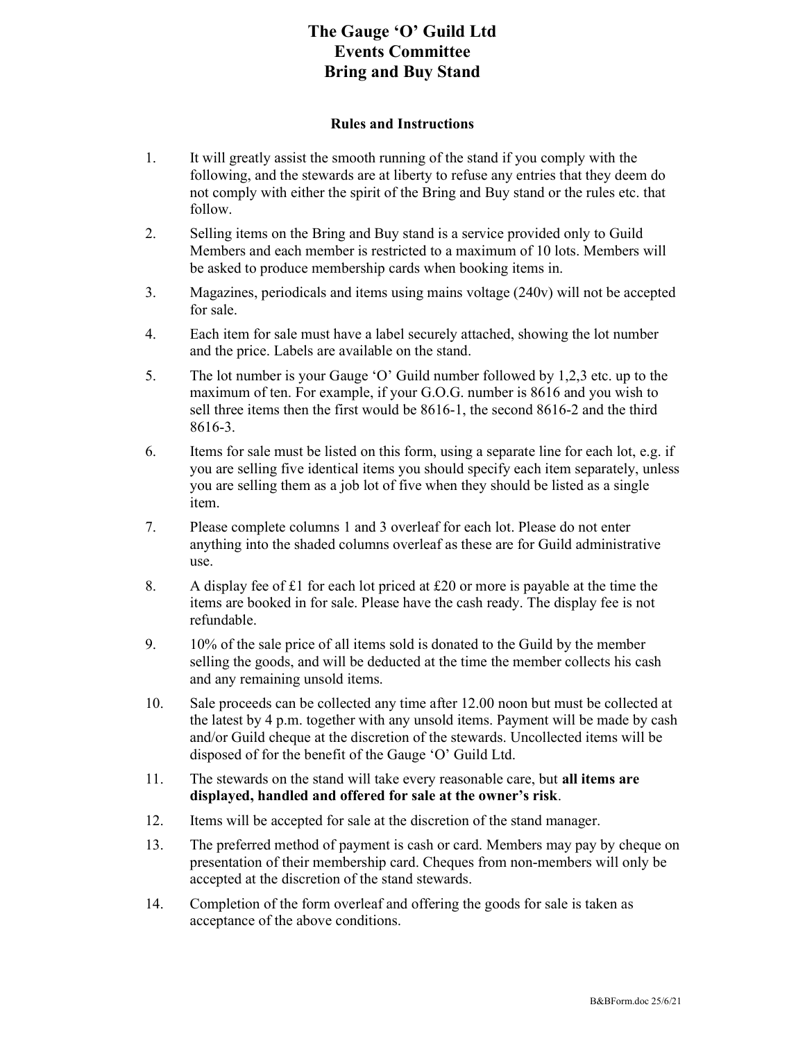# The Gauge 'O' Guild Ltd
# Events Committee
# Bring and Buy Stand

### Rules and Instructions

1. It will greatly assist the smooth running of the stand if you comply with the following, and the stewards are at liberty to refuse any entries that they deem do not comply with either the spirit of the Bring and Buy stand or the rules etc. that follow.
2. Selling items on the Bring and Buy stand is a service provided only to Guild Members and each member is restricted to a maximum of 10 lots. Members will be asked to produce membership cards when booking items in.
3. Magazines, periodicals and items using mains voltage (240v) will not be accepted for sale.
4. Each item for sale must have a label securely attached, showing the lot number and the price. Labels are available on the stand.
5. The lot number is your Gauge 'O' Guild number followed by 1,2,3 etc. up to the maximum of ten. For example, if your G.O.G. number is 8616 and you wish to sell three items then the first would be 8616-1, the second 8616-2 and the third 8616-3.
6. Items for sale must be listed on this form, using a separate line for each lot, e.g. if you are selling five identical items you should specify each item separately, unless you are selling them as a job lot of five when they should be listed as a single item.
7. Please complete columns 1 and 3 overleaf for each lot. Please do not enter anything into the shaded columns overleaf as these are for Guild administrative use.
8. A display fee of £1 for each lot priced at £20 or more is payable at the time the items are booked in for sale. Please have the cash ready. The display fee is not refundable.
9. 10% of the sale price of all items sold is donated to the Guild by the member selling the goods, and will be deducted at the time the member collects his cash and any remaining unsold items.
10. Sale proceeds can be collected any time after 12.00 noon but must be collected at the latest by 4 p.m. together with any unsold items. Payment will be made by cash and/or Guild cheque at the discretion of the stewards. Uncollected items will be disposed of for the benefit of the Gauge 'O' Guild Ltd.
11. The stewards on the stand will take every reasonable care, but **all items are displayed, handled and offered for sale at the owner's risk**.
12. Items will be accepted for sale at the discretion of the stand manager.
13. The preferred method of payment is cash or card. Members may pay by cheque on presentation of their membership card. Cheques from non-members will only be accepted at the discretion of the stand stewards.
14. Completion of the form overleaf and offering the goods for sale is taken as acceptance of the above conditions.

B&BForm.doc 25/6/21